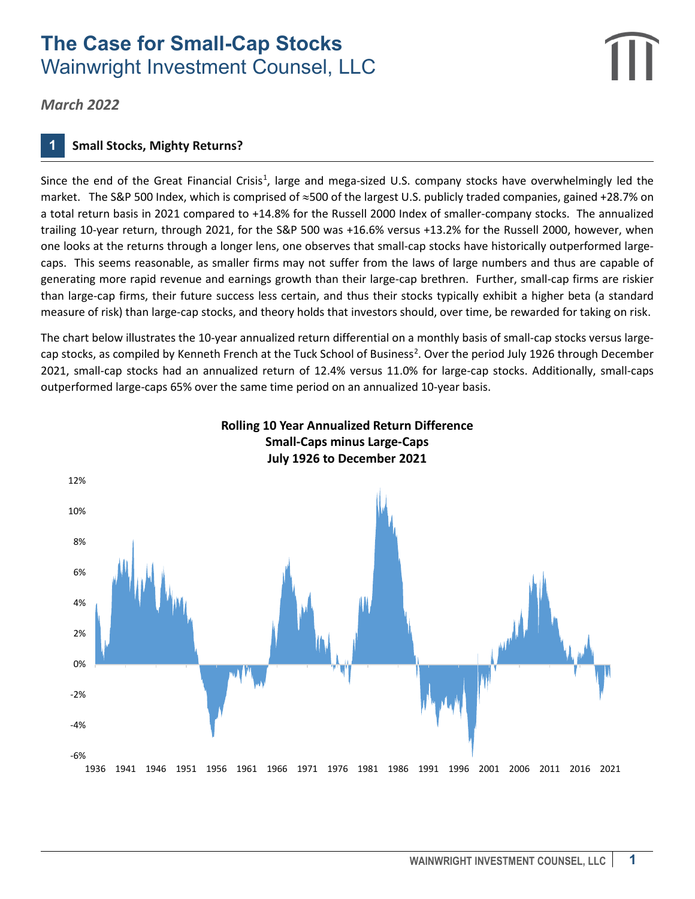// The Case for Small-Cap Stocks
# The Case for Small-Cap Stocks
## Wainwright Investment Counsel, LLC

*March 2022*

## 1 Small Stocks, Mighty Returns?

Since the end of the Great Financial Crisis[1], large and mega-sized U.S. company stocks have overwhelmingly led the market. The S&P 500 Index, which is comprised of ≈500 of the largest U.S. publicly traded companies, gained +28.7% on a total return basis in 2021 compared to +14.8% for the Russell 2000 Index of smaller-company stocks. The annualized trailing 10-year return, through 2021, for the S&P 500 was +16.6% versus +13.2% for the Russell 2000, however, when one looks at the returns through a longer lens, one observes that small-cap stocks have historically outperformed large-caps. This seems reasonable, as smaller firms may not suffer from the laws of large numbers and thus are capable of generating more rapid revenue and earnings growth than their large-cap brethren. Further, small-cap firms are riskier than large-cap firms, their future success less certain, and thus their stocks typically exhibit a higher beta (a standard measure of risk) than large-cap stocks, and theory holds that investors should, over time, be rewarded for taking on risk.

The chart below illustrates the 10-year annualized return differential on a monthly basis of small-cap stocks versus large-cap stocks, as compiled by Kenneth French at the Tuck School of Business[2]. Over the period July 1926 through December 2021, small-cap stocks had an annualized return of 12.4% versus 11.0% for large-cap stocks. Additionally, small-caps outperformed large-caps 65% over the same time period on an annualized 10-year basis.

**Rolling 10 Year Annualized Return Difference**
**Small-Caps minus Large-Caps**
**July 1926 to December 2021**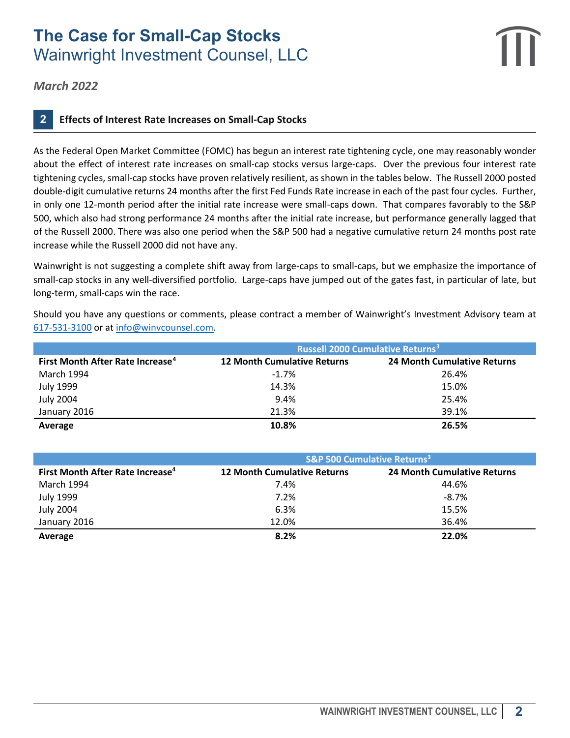# The Case for Small-Cap Stocks
## Wainwright Investment Counsel, LLC

*March 2022*

### 2 Effects of Interest Rate Increases on Small-Cap Stocks

As the Federal Open Market Committee (FOMC) has begun an interest rate tightening cycle, one may reasonably wonder about the effect of interest rate increases on small-cap stocks versus large-caps. Over the previous four interest rate tightening cycles, small-cap stocks have proven relatively resilient, as shown in the tables below. The Russell 2000 posted double-digit cumulative returns 24 months after the first Fed Funds Rate increase in each of the past four cycles. Further, in only one 12-month period after the initial rate increase were small-caps down. That compares favorably to the S&P 500, which also had strong performance 24 months after the initial rate increase, but performance generally lagged that of the Russell 2000. There was also one period when the S&P 500 had a negative cumulative return 24 months post rate increase while the Russell 2000 did not have any.

Wainwright is not suggesting a complete shift away from large-caps to small-caps, but we emphasize the importance of small-cap stocks in any well-diversified portfolio. Large-caps have jumped out of the gates fast, in particular of late, but long-term, small-caps win the race.

Should you have any questions or comments, please contract a member of Wainwright's Investment Advisory team at 617-531-3100 or at info@winvcounsel.com.

| | Russell 2000 Cumulative Returns[3] | |
|---|---|---|
| **First Month After Rate Increase[4]** | **12 Month Cumulative Returns** | **24 Month Cumulative Returns** |
| March 1994 | -1.7% | 26.4% |
| July 1999 | 14.3% | 15.0% |
| July 2004 | 9.4% | 25.4% |
| January 2016 | 21.3% | 39.1% |
| **Average** | **10.8%** | **26.5%** |

| | S&P 500 Cumulative Returns[3] | |
|---|---|---|
| **First Month After Rate Increase[4]** | **12 Month Cumulative Returns** | **24 Month Cumulative Returns** |
| March 1994 | 7.4% | 44.6% |
| July 1999 | 7.2% | -8.7% |
| July 2004 | 6.3% | 15.5% |
| January 2016 | 12.0% | 36.4% |
| **Average** | **8.2%** | **22.0%** |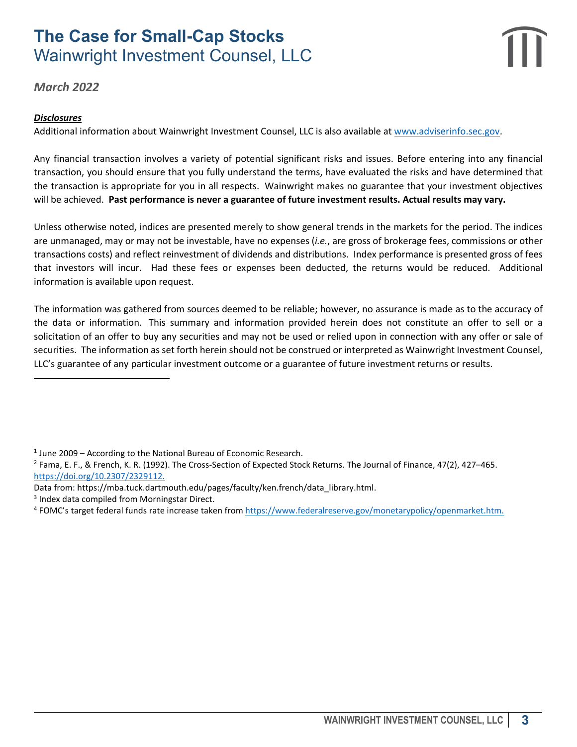# The Case for Small-Cap Stocks

Wainwright Investment Counsel, LLC

*March 2022*

***Disclosures***

Additional information about Wainwright Investment Counsel, LLC is also available at www.adviserinfo.sec.gov.

Any financial transaction involves a variety of potential significant risks and issues. Before entering into any financial transaction, you should ensure that you fully understand the terms, have evaluated the risks and have determined that the transaction is appropriate for you in all respects. Wainwright makes no guarantee that your investment objectives will be achieved. **Past performance is never a guarantee of future investment results. Actual results may vary.**

Unless otherwise noted, indices are presented merely to show general trends in the markets for the period. The indices are unmanaged, may or may not be investable, have no expenses (*i.e.*, are gross of brokerage fees, commissions or other transactions costs) and reflect reinvestment of dividends and distributions. Index performance is presented gross of fees that investors will incur. Had these fees or expenses been deducted, the returns would be reduced. Additional information is available upon request.

The information was gathered from sources deemed to be reliable; however, no assurance is made as to the accuracy of the data or information. This summary and information provided herein does not constitute an offer to sell or a solicitation of an offer to buy any securities and may not be used or relied upon in connection with any offer or sale of securities. The information as set forth herein should not be construed or interpreted as Wainwright Investment Counsel, LLC's guarantee of any particular investment outcome or a guarantee of future investment returns or results.

---

[1] June 2009 – According to the National Bureau of Economic Research.

[2] Fama, E. F., & French, K. R. (1992). The Cross-Section of Expected Stock Returns. The Journal of Finance, 47(2), 427–465. https://doi.org/10.2307/2329112.

Data from: https://mba.tuck.dartmouth.edu/pages/faculty/ken.french/data_library.html.

[3] Index data compiled from Morningstar Direct.

[4] FOMC's target federal funds rate increase taken from https://www.federalreserve.gov/monetarypolicy/openmarket.htm.